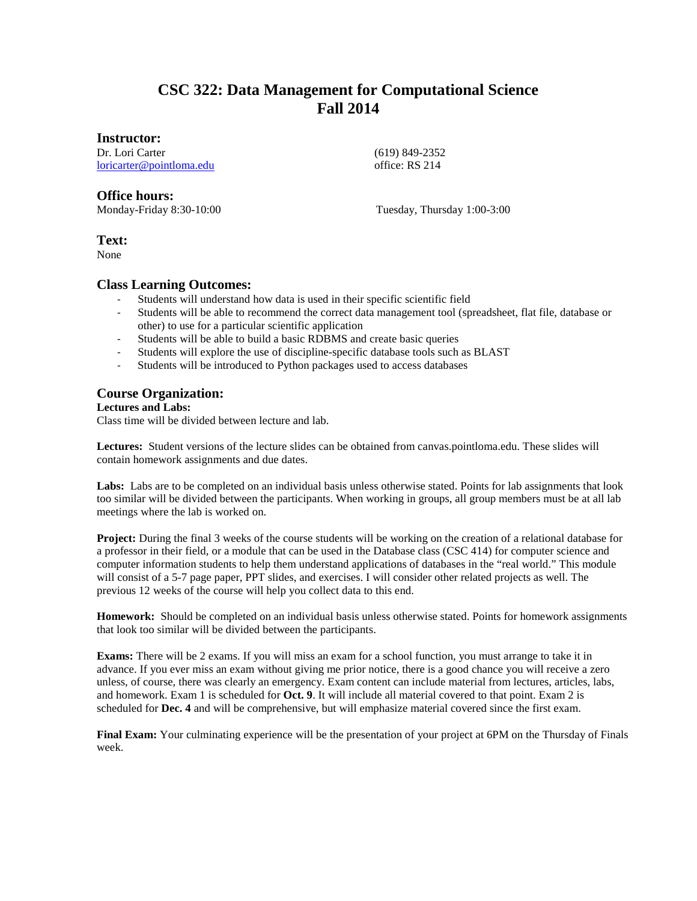# CSC 322: Data Management for Computational Science
# Fall 2014

## Instructor:

Dr. Lori Carter
loricarter@pointloma.edu

(619) 849-2352
office: RS 214

## Office hours:

Monday-Friday 8:30-10:00

Tuesday, Thursday 1:00-3:00

## Text:

None

## Class Learning Outcomes:

- Students will understand how data is used in their specific scientific field
- Students will be able to recommend the correct data management tool (spreadsheet, flat file, database or other) to use for a particular scientific application
- Students will be able to build a basic RDBMS and create basic queries
- Students will explore the use of discipline-specific database tools such as BLAST
- Students will be introduced to Python packages used to access databases

## Course Organization:

**Lectures and Labs:**
Class time will be divided between lecture and lab.

**Lectures:** Student versions of the lecture slides can be obtained from canvas.pointloma.edu. These slides will contain homework assignments and due dates.

**Labs:** Labs are to be completed on an individual basis unless otherwise stated. Points for lab assignments that look too similar will be divided between the participants. When working in groups, all group members must be at all lab meetings where the lab is worked on.

**Project:** During the final 3 weeks of the course students will be working on the creation of a relational database for a professor in their field, or a module that can be used in the Database class (CSC 414) for computer science and computer information students to help them understand applications of databases in the "real world." This module will consist of a 5-7 page paper, PPT slides, and exercises. I will consider other related projects as well. The previous 12 weeks of the course will help you collect data to this end.

**Homework:** Should be completed on an individual basis unless otherwise stated. Points for homework assignments that look too similar will be divided between the participants.

**Exams:** There will be 2 exams. If you will miss an exam for a school function, you must arrange to take it in advance. If you ever miss an exam without giving me prior notice, there is a good chance you will receive a zero unless, of course, there was clearly an emergency. Exam content can include material from lectures, articles, labs, and homework. Exam 1 is scheduled for **Oct. 9**. It will include all material covered to that point. Exam 2 is scheduled for **Dec. 4** and will be comprehensive, but will emphasize material covered since the first exam.

**Final Exam:** Your culminating experience will be the presentation of your project at 6PM on the Thursday of Finals week.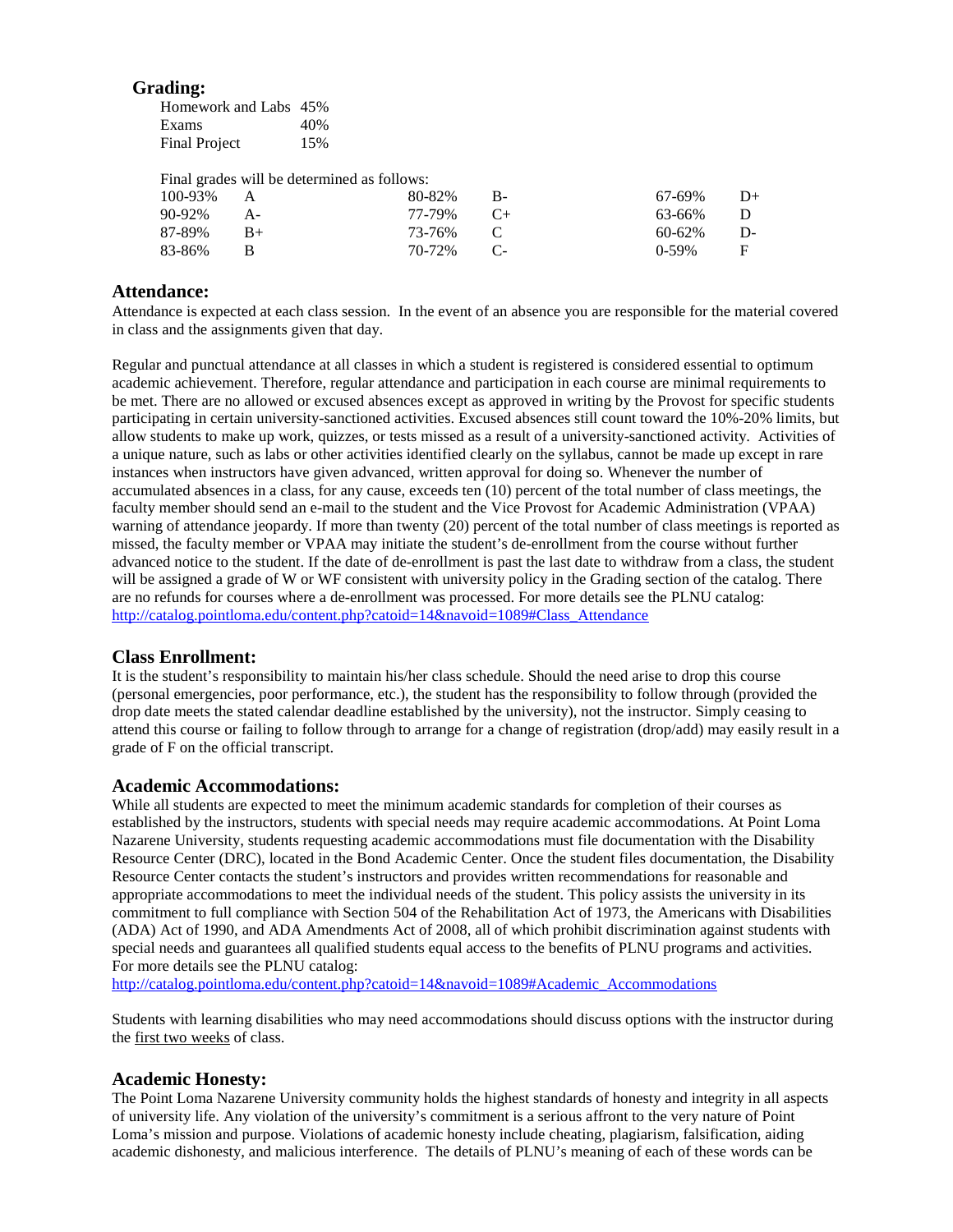### Grading:

| | |
|---|---|
| Homework and Labs | 45% |
| Exams | 40% |
| Final Project | 15% |

Final grades will be determined as follows:

| | | | | | |
|---|---|---|---|---|---|
| 100-93% | A | 80-82% | B- | 67-69% | D+ |
| 90-92% | A- | 77-79% | C+ | 63-66% | D |
| 87-89% | B+ | 73-76% | C | 60-62% | D- |
| 83-86% | B | 70-72% | C- | 0-59% | F |

### Attendance:

Attendance is expected at each class session. In the event of an absence you are responsible for the material covered in class and the assignments given that day.

Regular and punctual attendance at all classes in which a student is registered is considered essential to optimum academic achievement. Therefore, regular attendance and participation in each course are minimal requirements to be met. There are no allowed or excused absences except as approved in writing by the Provost for specific students participating in certain university-sanctioned activities. Excused absences still count toward the 10%-20% limits, but allow students to make up work, quizzes, or tests missed as a result of a university-sanctioned activity. Activities of a unique nature, such as labs or other activities identified clearly on the syllabus, cannot be made up except in rare instances when instructors have given advanced, written approval for doing so. Whenever the number of accumulated absences in a class, for any cause, exceeds ten (10) percent of the total number of class meetings, the faculty member should send an e-mail to the student and the Vice Provost for Academic Administration (VPAA) warning of attendance jeopardy. If more than twenty (20) percent of the total number of class meetings is reported as missed, the faculty member or VPAA may initiate the student's de-enrollment from the course without further advanced notice to the student. If the date of de-enrollment is past the last date to withdraw from a class, the student will be assigned a grade of W or WF consistent with university policy in the Grading section of the catalog. There are no refunds for courses where a de-enrollment was processed. For more details see the PLNU catalog: http://catalog.pointloma.edu/content.php?catoid=14&navoid=1089#Class_Attendance

### Class Enrollment:

It is the student's responsibility to maintain his/her class schedule. Should the need arise to drop this course (personal emergencies, poor performance, etc.), the student has the responsibility to follow through (provided the drop date meets the stated calendar deadline established by the university), not the instructor. Simply ceasing to attend this course or failing to follow through to arrange for a change of registration (drop/add) may easily result in a grade of F on the official transcript.

### Academic Accommodations:

While all students are expected to meet the minimum academic standards for completion of their courses as established by the instructors, students with special needs may require academic accommodations. At Point Loma Nazarene University, students requesting academic accommodations must file documentation with the Disability Resource Center (DRC), located in the Bond Academic Center. Once the student files documentation, the Disability Resource Center contacts the student's instructors and provides written recommendations for reasonable and appropriate accommodations to meet the individual needs of the student. This policy assists the university in its commitment to full compliance with Section 504 of the Rehabilitation Act of 1973, the Americans with Disabilities (ADA) Act of 1990, and ADA Amendments Act of 2008, all of which prohibit discrimination against students with special needs and guarantees all qualified students equal access to the benefits of PLNU programs and activities. For more details see the PLNU catalog:
http://catalog.pointloma.edu/content.php?catoid=14&navoid=1089#Academic_Accommodations

Students with learning disabilities who may need accommodations should discuss options with the instructor during the first two weeks of class.

### Academic Honesty:

The Point Loma Nazarene University community holds the highest standards of honesty and integrity in all aspects of university life. Any violation of the university's commitment is a serious affront to the very nature of Point Loma's mission and purpose. Violations of academic honesty include cheating, plagiarism, falsification, aiding academic dishonesty, and malicious interference. The details of PLNU's meaning of each of these words can be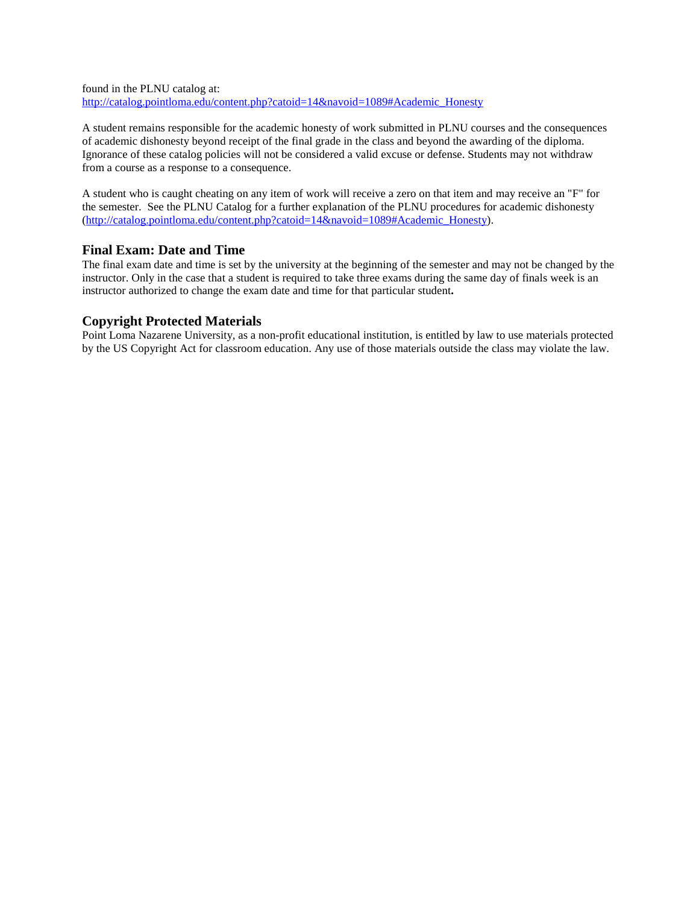found in the PLNU catalog at:
http://catalog.pointloma.edu/content.php?catoid=14&navoid=1089#Academic_Honesty

A student remains responsible for the academic honesty of work submitted in PLNU courses and the consequences of academic dishonesty beyond receipt of the final grade in the class and beyond the awarding of the diploma. Ignorance of these catalog policies will not be considered a valid excuse or defense. Students may not withdraw from a course as a response to a consequence.

A student who is caught cheating on any item of work will receive a zero on that item and may receive an "F" for the semester. See the PLNU Catalog for a further explanation of the PLNU procedures for academic dishonesty (http://catalog.pointloma.edu/content.php?catoid=14&navoid=1089#Academic_Honesty).

## Final Exam: Date and Time

The final exam date and time is set by the university at the beginning of the semester and may not be changed by the instructor. Only in the case that a student is required to take three exams during the same day of finals week is an instructor authorized to change the exam date and time for that particular student.

## Copyright Protected Materials

Point Loma Nazarene University, as a non-profit educational institution, is entitled by law to use materials protected by the US Copyright Act for classroom education. Any use of those materials outside the class may violate the law.